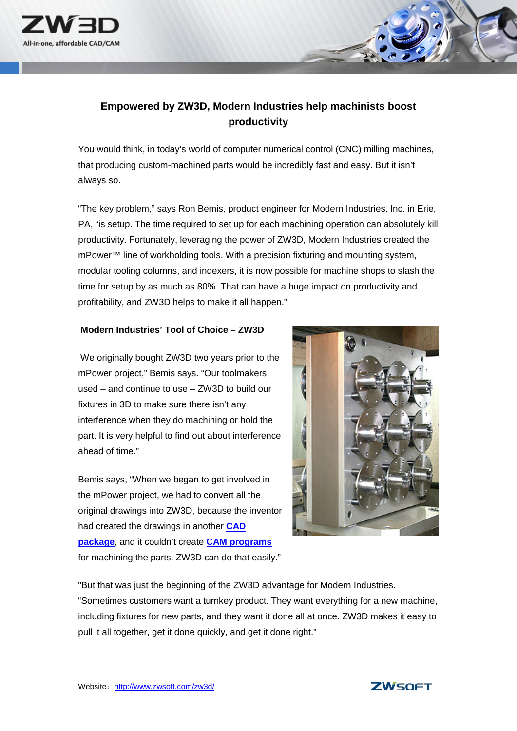# Empowered by ZW3D, Modern Industries help machinists boost productivity

You would think, in today's world of computer numerical control (CNC) milling machines, that producing custom-machined parts would be incredibly fast and easy. But it isn't always so.

"The key problem," says Ron Bemis, product engineer for Modern Industries, Inc. in Erie, PA, "is setup. The time required to set up for each machining operation can absolutely kill productivity. Fortunately, leveraging the power of ZW3D, Modern Industries created the mPower™ line of workholding tools. With a precision fixturing and mounting system, modular tooling columns, and indexers, it is now possible for machine shops to slash the time for setup by as much as 80%. That can have a huge impact on productivity and profitability, and ZW3D helps to make it all happen."

## Modern Industries' Tool of Choice – ZW3D

We originally bought ZW3D two years prior to the mPower project," Bemis says. "Our toolmakers used – and continue to use – ZW3D to build our fixtures in 3D to make sure there isn't any interference when they do machining or hold the part. It is very helpful to find out about interference ahead of time."

Bemis says, "When we began to get involved in the mPower project, we had to convert all the original drawings into ZW3D, because the inventor had created the drawings in another **CAD package**, and it couldn't create **CAM programs** for machining the parts. ZW3D can do that easily."

"But that was just the beginning of the ZW3D advantage for Modern Industries. "Sometimes customers want a turnkey product. They want everything for a new machine, including fixtures for new parts, and they want it done all at once. ZW3D makes it easy to pull it all together, get it done quickly, and get it done right."

Website：http://www.zwsoft.com/zw3d/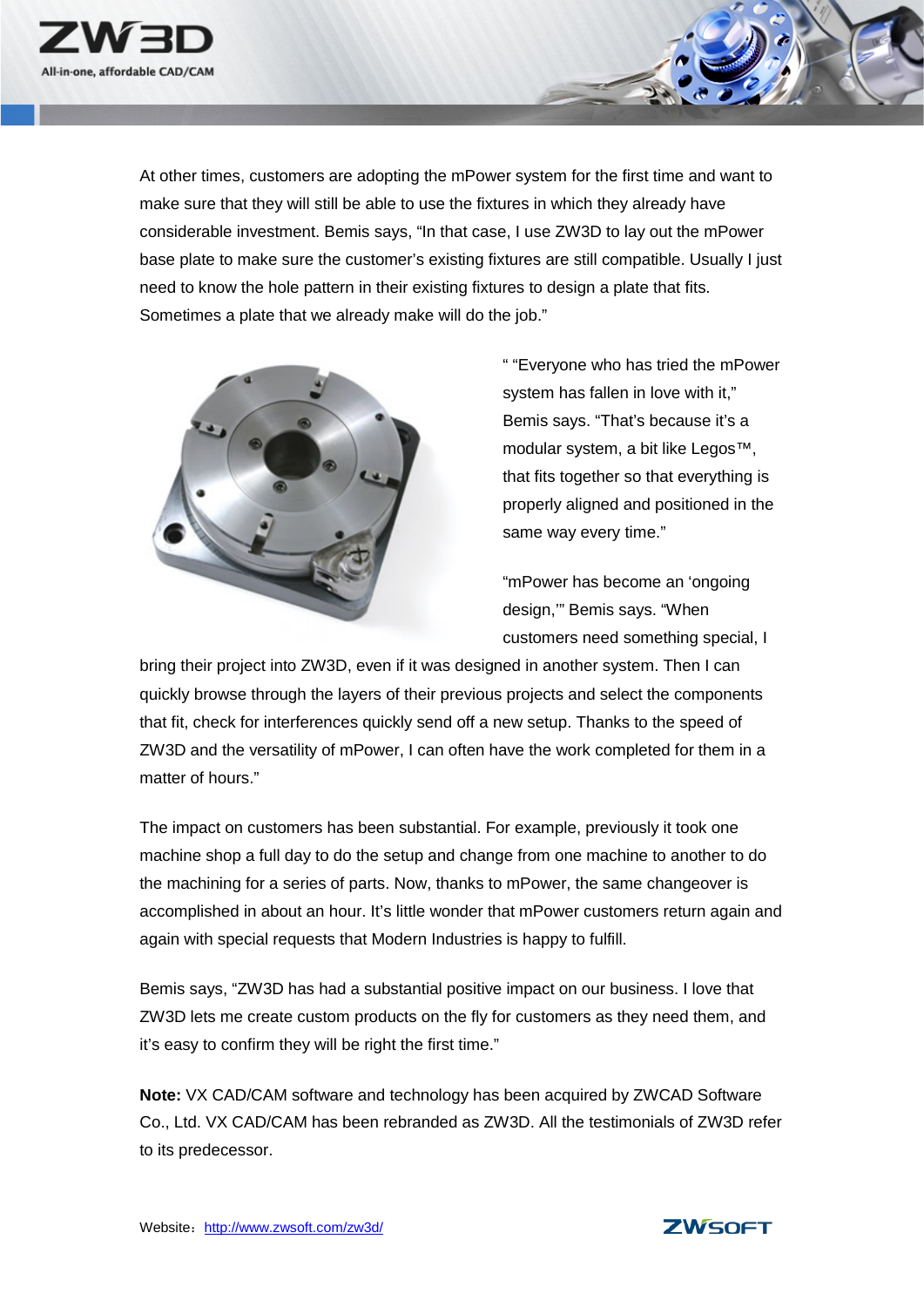At other times, customers are adopting the mPower system for the first time and want to make sure that they will still be able to use the fixtures in which they already have considerable investment. Bemis says, “In that case, I use ZW3D to lay out the mPower base plate to make sure the customer’s existing fixtures are still compatible. Usually I just need to know the hole pattern in their existing fixtures to design a plate that fits. Sometimes a plate that we already make will do the job.”

“ “Everyone who has tried the mPower system has fallen in love with it,” Bemis says. “That’s because it’s a modular system, a bit like Legos™, that fits together so that everything is properly aligned and positioned in the same way every time.”

“mPower has become an ‘ongoing design,’” Bemis says. “When customers need something special, I bring their project into ZW3D, even if it was designed in another system. Then I can quickly browse through the layers of their previous projects and select the components that fit, check for interferences quickly send off a new setup. Thanks to the speed of ZW3D and the versatility of mPower, I can often have the work completed for them in a matter of hours.”

The impact on customers has been substantial. For example, previously it took one machine shop a full day to do the setup and change from one machine to another to do the machining for a series of parts. Now, thanks to mPower, the same changeover is accomplished in about an hour. It’s little wonder that mPower customers return again and again with special requests that Modern Industries is happy to fulfill.

Bemis says, “ZW3D has had a substantial positive impact on our business. I love that ZW3D lets me create custom products on the fly for customers as they need them, and it’s easy to confirm they will be right the first time.”

**Note:** VX CAD/CAM software and technology has been acquired by ZWCAD Software Co., Ltd. VX CAD/CAM has been rebranded as ZW3D. All the testimonials of ZW3D refer to its predecessor.